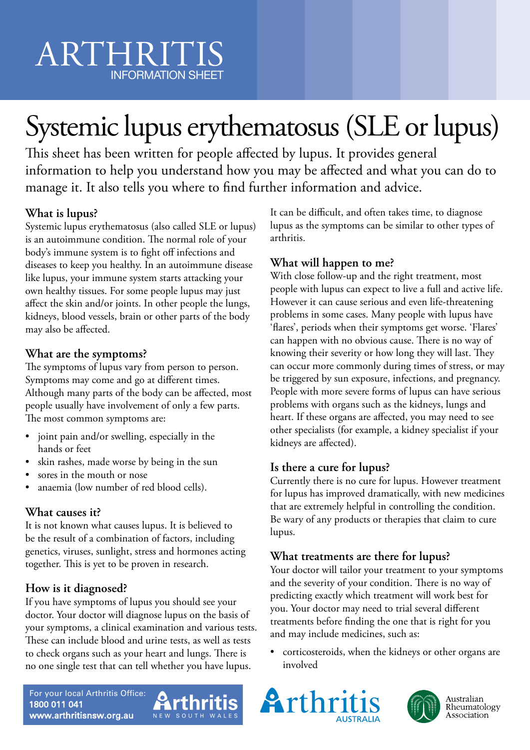# ARTHRITIS INFORMATION SHEET

# Systemic lupus erythematosus (SLE or lupus)

This sheet has been written for people affected by lupus. It provides general information to help you understand how you may be affected and what you can do to manage it. It also tells you where to find further information and advice.

## What is lupus?

Systemic lupus erythematosus (also called SLE or lupus) is an autoimmune condition. The normal role of your body's immune system is to fight off infections and diseases to keep you healthy. In an autoimmune disease like lupus, your immune system starts attacking your own healthy tissues. For some people lupus may just affect the skin and/or joints. In other people the lungs, kidneys, blood vessels, brain or other parts of the body may also be affected.

## What are the symptoms?

The symptoms of lupus vary from person to person. Symptoms may come and go at different times. Although many parts of the body can be affected, most people usually have involvement of only a few parts. The most common symptoms are:

- joint pain and/or swelling, especially in the hands or feet
- skin rashes, made worse by being in the sun
- sores in the mouth or nose
- anaemia (low number of red blood cells).

## What causes it?

It is not known what causes lupus. It is believed to be the result of a combination of factors, including genetics, viruses, sunlight, stress and hormones acting together. This is yet to be proven in research.

## How is it diagnosed?

If you have symptoms of lupus you should see your doctor. Your doctor will diagnose lupus on the basis of your symptoms, a clinical examination and various tests. These can include blood and urine tests, as well as tests to check organs such as your heart and lungs. There is no one single test that can tell whether you have lupus.

It can be difficult, and often takes time, to diagnose lupus as the symptoms can be similar to other types of arthritis.

## What will happen to me?

With close follow-up and the right treatment, most people with lupus can expect to live a full and active life. However it can cause serious and even life-threatening problems in some cases. Many people with lupus have 'flares', periods when their symptoms get worse. 'Flares' can happen with no obvious cause. There is no way of knowing their severity or how long they will last. They can occur more commonly during times of stress, or may be triggered by sun exposure, infections, and pregnancy. People with more severe forms of lupus can have serious problems with organs such as the kidneys, lungs and heart. If these organs are affected, you may need to see other specialists (for example, a kidney specialist if your kidneys are affected).

## Is there a cure for lupus?

Currently there is no cure for lupus. However treatment for lupus has improved dramatically, with new medicines that are extremely helpful in controlling the condition. Be wary of any products or therapies that claim to cure lupus.

## What treatments are there for lupus?

Your doctor will tailor your treatment to your symptoms and the severity of your condition. There is no way of predicting exactly which treatment will work best for you. Your doctor may need to trial several different treatments before finding the one that is right for you and may include medicines, such as:

- corticosteroids, when the kidneys or other organs are involved

For your local Arthritis Office:
**1800 011 041**
**www.arthritisnsw.org.au**

Arthritis NEW SOUTH WALES

Arthritis AUSTRALIA

Australian Rheumatology Association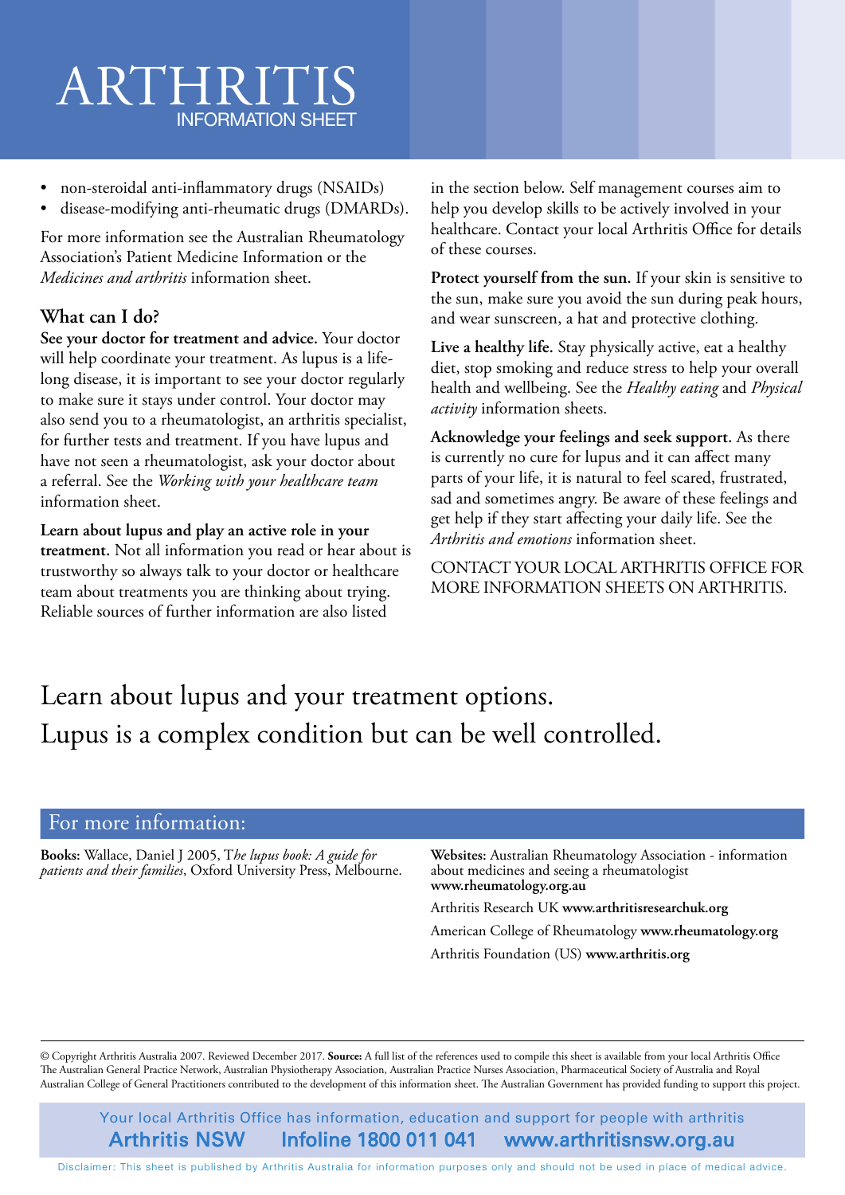- non-steroidal anti-inflammatory drugs (NSAIDs)
- disease-modifying anti-rheumatic drugs (DMARDs).

For more information see the Australian Rheumatology Association's Patient Medicine Information or the *Medicines and arthritis* information sheet.

### What can I do?

**See your doctor for treatment and advice.** Your doctor will help coordinate your treatment. As lupus is a life-long disease, it is important to see your doctor regularly to make sure it stays under control. Your doctor may also send you to a rheumatologist, an arthritis specialist, for further tests and treatment. If you have lupus and have not seen a rheumatologist, ask your doctor about a referral. See the *Working with your healthcare team* information sheet.

**Learn about lupus and play an active role in your treatment.** Not all information you read or hear about is trustworthy so always talk to your doctor or healthcare team about treatments you are thinking about trying. Reliable sources of further information are also listed in the section below. Self management courses aim to help you develop skills to be actively involved in your healthcare. Contact your local Arthritis Office for details of these courses.

**Protect yourself from the sun.** If your skin is sensitive to the sun, make sure you avoid the sun during peak hours, and wear sunscreen, a hat and protective clothing.

**Live a healthy life.** Stay physically active, eat a healthy diet, stop smoking and reduce stress to help your overall health and wellbeing. See the *Healthy eating* and *Physical activity* information sheets.

**Acknowledge your feelings and seek support.** As there is currently no cure for lupus and it can affect many parts of your life, it is natural to feel scared, frustrated, sad and sometimes angry. Be aware of these feelings and get help if they start affecting your daily life. See the *Arthritis and emotions* information sheet.

CONTACT YOUR LOCAL ARTHRITIS OFFICE FOR MORE INFORMATION SHEETS ON ARTHRITIS.

## Learn about lupus and your treatment options. Lupus is a complex condition but can be well controlled.

## For more information:

**Books:** Wallace, Daniel J 2005, *The lupus book: A guide for patients and their families*, Oxford University Press, Melbourne.

**Websites:** Australian Rheumatology Association - information about medicines and seeing a rheumatologist **www.rheumatology.org.au**

Arthritis Research UK **www.arthritisresearchuk.org**

American College of Rheumatology **www.rheumatology.org**

Arthritis Foundation (US) **www.arthritis.org**

© Copyright Arthritis Australia 2007. Reviewed December 2017. **Source:** A full list of the references used to compile this sheet is available from your local Arthritis Office The Australian General Practice Network, Australian Physiotherapy Association, Australian Practice Nurses Association, Pharmaceutical Society of Australia and Royal Australian College of General Practitioners contributed to the development of this information sheet. The Australian Government has provided funding to support this project.

Your local Arthritis Office has information, education and support for people with arthritis

**Arthritis NSW Infoline 1800 011 041 www.arthritisnsw.org.au**

Disclaimer: This sheet is published by Arthritis Australia for information purposes only and should not be used in place of medical advice.